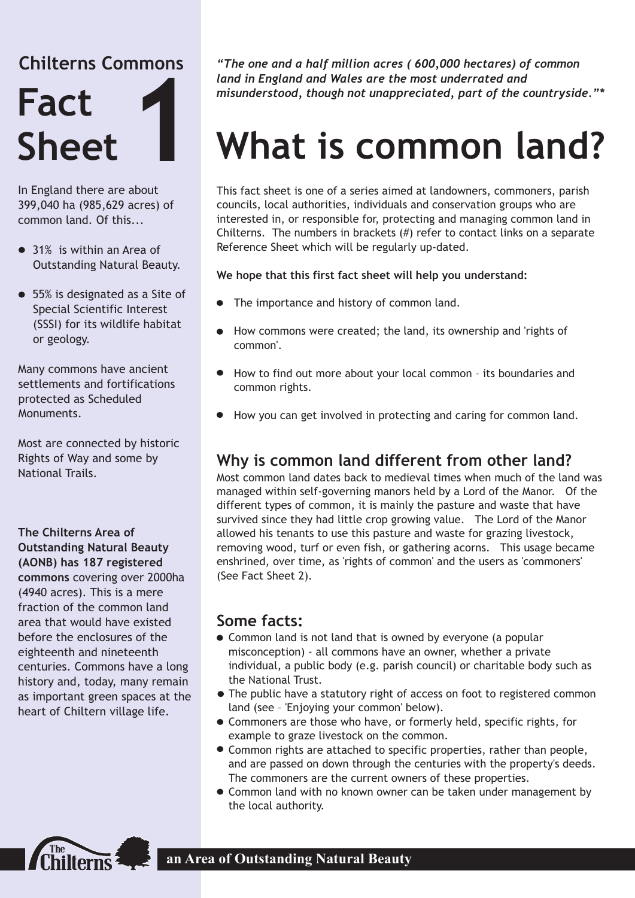## Chilterns Commons

# Fact Sheet 1

In England there are about 399,040 ha (985,629 acres) of common land. Of this...

- 31% is within an Area of Outstanding Natural Beauty.
- 55% is designated as a Site of Special Scientific Interest (SSSI) for its wildlife habitat or geology.

Many commons have ancient settlements and fortifications protected as Scheduled Monuments.

Most are connected by historic Rights of Way and some by National Trails.

**The Chilterns Area of Outstanding Natural Beauty (AONB) has 187 registered commons** covering over 2000ha (4940 acres). This is a mere fraction of the common land area that would have existed before the enclosures of the eighteenth and nineteenth centuries. Commons have a long history and, today, many remain as important green spaces at the heart of Chiltern village life.

***"The one and a half million acres ( 600,000 hectares) of common land in England and Wales are the most underrated and misunderstood, though not unappreciated, part of the countryside."****

# What is common land?

This fact sheet is one of a series aimed at landowners, commoners, parish councils, local authorities, individuals and conservation groups who are interested in, or responsible for, protecting and managing common land in Chilterns. The numbers in brackets (#) refer to contact links on a separate Reference Sheet which will be regularly up-dated.

**We hope that this first fact sheet will help you understand:**

- The importance and history of common land.
- How commons were created; the land, its ownership and 'rights of common'.
- How to find out more about your local common – its boundaries and common rights.
- How you can get involved in protecting and caring for common land.

## Why is common land different from other land?

Most common land dates back to medieval times when much of the land was managed within self-governing manors held by a Lord of the Manor. Of the different types of common, it is mainly the pasture and waste that have survived since they had little crop growing value. The Lord of the Manor allowed his tenants to use this pasture and waste for grazing livestock, removing wood, turf or even fish, or gathering acorns. This usage became enshrined, over time, as 'rights of common' and the users as 'commoners' (See Fact Sheet 2).

## Some facts:

- Common land is not land that is owned by everyone (a popular misconception) - all commons have an owner, whether a private individual, a public body (e.g. parish council) or charitable body such as the National Trust.
- The public have a statutory right of access on foot to registered common land (see – 'Enjoying your common' below).
- Commoners are those who have, or formerly held, specific rights, for example to graze livestock on the common.
- Common rights are attached to specific properties, rather than people, and are passed on down through the centuries with the property's deeds. The commoners are the current owners of these properties.
- Common land with no known owner can be taken under management by the local authority.

The Chilterns — an Area of Outstanding Natural Beauty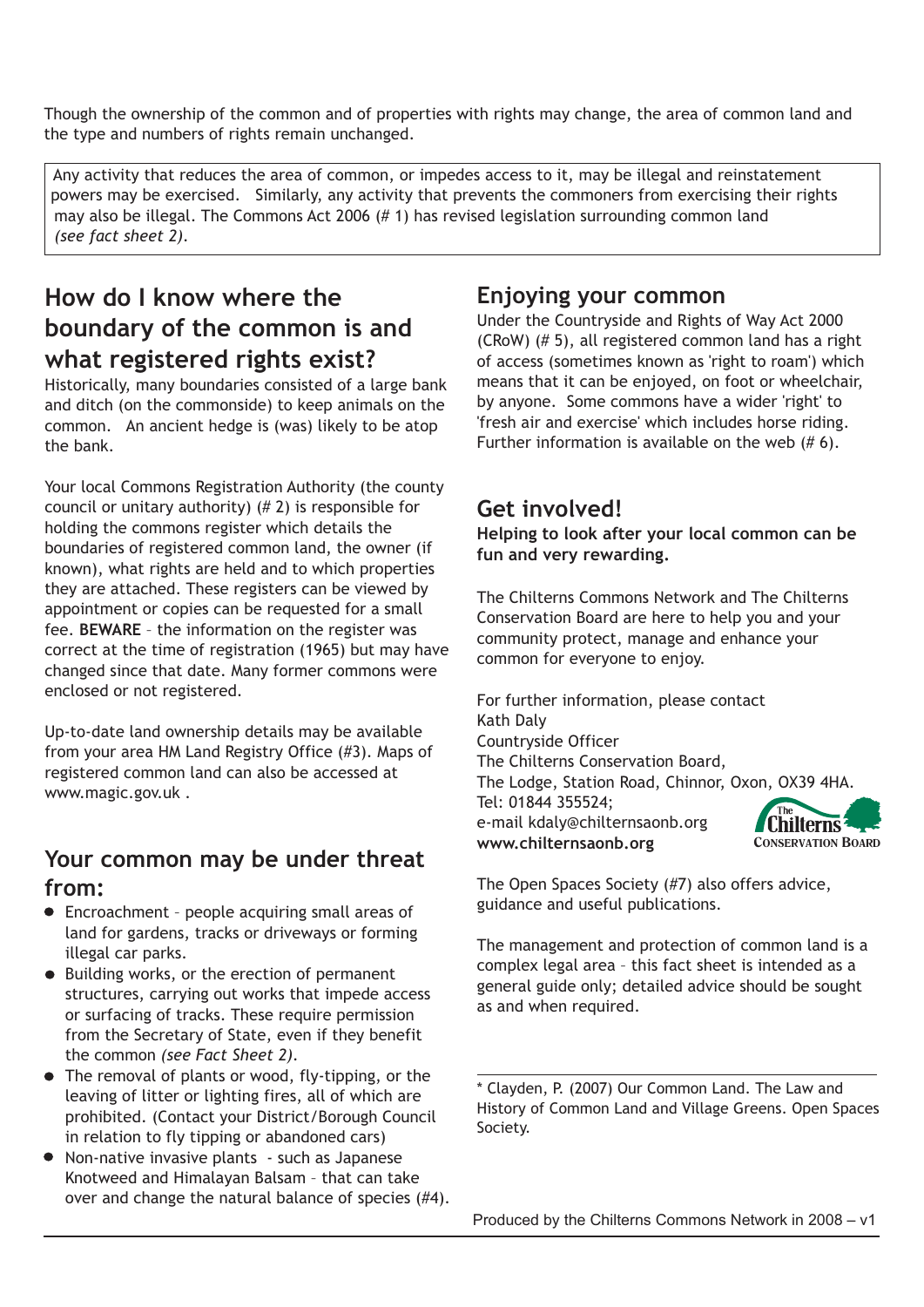Though the ownership of the common and of properties with rights may change, the area of common land and the type and numbers of rights remain unchanged.

Any activity that reduces the area of common, or impedes access to it, may be illegal and reinstatement powers may be exercised. Similarly, any activity that prevents the commoners from exercising their rights may also be illegal. The Commons Act 2006 (# 1) has revised legislation surrounding common land *(see fact sheet 2)*.

## How do I know where the boundary of the common is and what registered rights exist?

Historically, many boundaries consisted of a large bank and ditch (on the commonside) to keep animals on the common. An ancient hedge is (was) likely to be atop the bank.

Your local Commons Registration Authority (the county council or unitary authority) (# 2) is responsible for holding the commons register which details the boundaries of registered common land, the owner (if known), what rights are held and to which properties they are attached. These registers can be viewed by appointment or copies can be requested for a small fee. **BEWARE** – the information on the register was correct at the time of registration (1965) but may have changed since that date. Many former commons were enclosed or not registered.

Up-to-date land ownership details may be available from your area HM Land Registry Office (#3). Maps of registered common land can also be accessed at www.magic.gov.uk .

## Your common may be under threat from:

- Encroachment – people acquiring small areas of land for gardens, tracks or driveways or forming illegal car parks.
- Building works, or the erection of permanent structures, carrying out works that impede access or surfacing of tracks. These require permission from the Secretary of State, even if they benefit the common *(see Fact Sheet 2)*.
- The removal of plants or wood, fly-tipping, or the leaving of litter or lighting fires, all of which are prohibited. (Contact your District/Borough Council in relation to fly tipping or abandoned cars)
- Non-native invasive plants - such as Japanese Knotweed and Himalayan Balsam – that can take over and change the natural balance of species (#4).

## Enjoying your common

Under the Countryside and Rights of Way Act 2000 (CRoW) (# 5), all registered common land has a right of access (sometimes known as 'right to roam') which means that it can be enjoyed, on foot or wheelchair, by anyone. Some commons have a wider 'right' to 'fresh air and exercise' which includes horse riding. Further information is available on the web (# 6).

## Get involved!

**Helping to look after your local common can be fun and very rewarding.**

The Chilterns Commons Network and The Chilterns Conservation Board are here to help you and your community protect, manage and enhance your common for everyone to enjoy.

For further information, please contact  
Kath Daly  
Countryside Officer  
The Chilterns Conservation Board,  
The Lodge, Station Road, Chinnor, Oxon, OX39 4HA.  
Tel: 01844 355524;  
e-mail kdaly@chilternsaonb.org  
**www.chilternsaonb.org**

The Chilterns Conservation Board

The Open Spaces Society (#7) also offers advice, guidance and useful publications.

The management and protection of common land is a complex legal area – this fact sheet is intended as a general guide only; detailed advice should be sought as and when required.

* Clayden, P. (2007) Our Common Land. The Law and History of Common Land and Village Greens. Open Spaces Society.

Produced by the Chilterns Commons Network in 2008 – v1